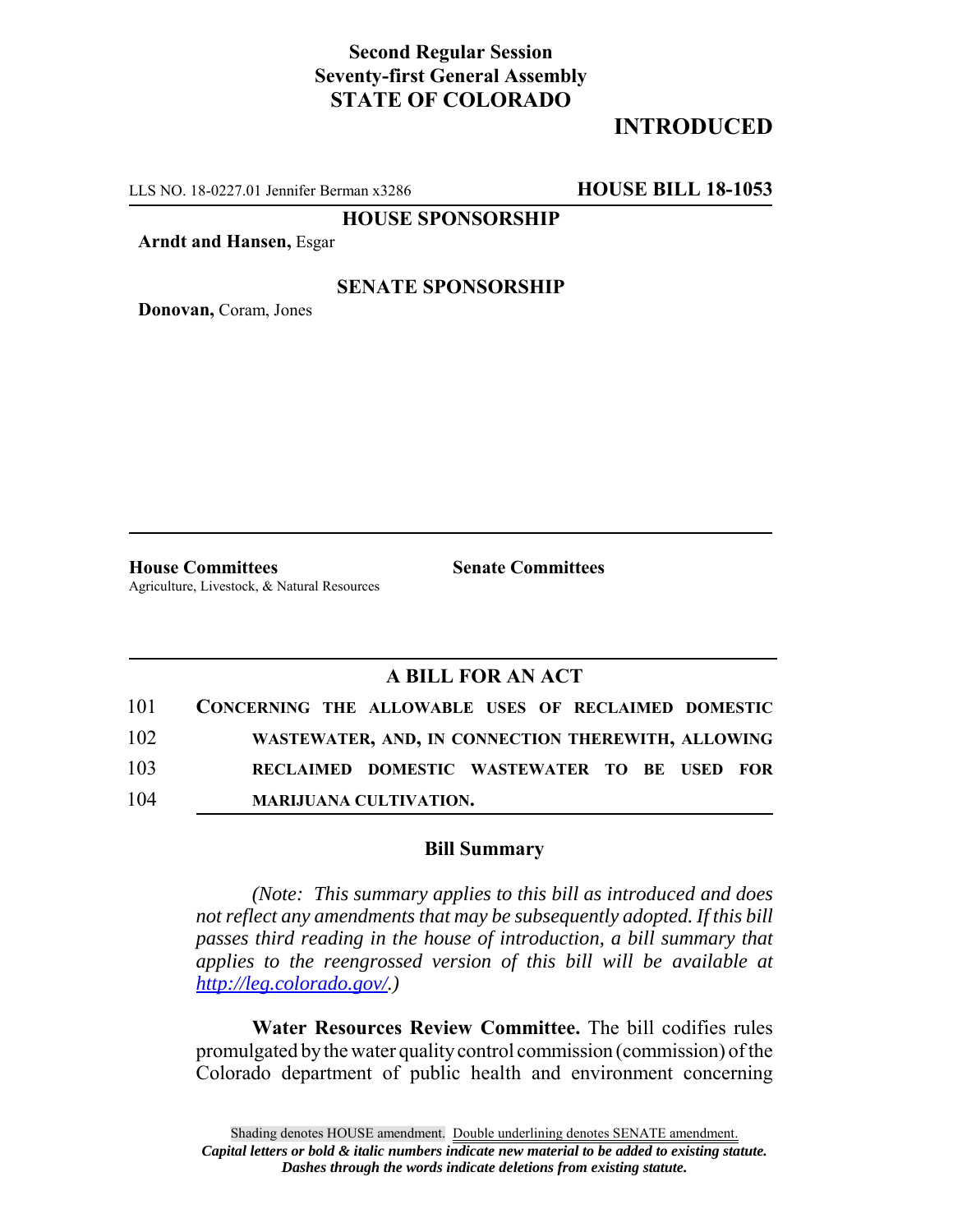**Second Regular Session**
**Seventy-first General Assembly**
**STATE OF COLORADO**

# INTRODUCED

LLS NO. 18-0227.01 Jennifer Berman x3286 **HOUSE BILL 18-1053**

**HOUSE SPONSORSHIP**

**Arndt and Hansen,** Esgar

**SENATE SPONSORSHIP**

**Donovan,** Coram, Jones

**House Committees**
Agriculture, Livestock, & Natural Resources

**Senate Committees**

## A BILL FOR AN ACT

101 **CONCERNING THE ALLOWABLE USES OF RECLAIMED DOMESTIC**
102 **WASTEWATER, AND, IN CONNECTION THEREWITH, ALLOWING**
103 **RECLAIMED DOMESTIC WASTEWATER TO BE USED FOR**
104 **MARIJUANA CULTIVATION.**

### Bill Summary

*(Note: This summary applies to this bill as introduced and does not reflect any amendments that may be subsequently adopted. If this bill passes third reading in the house of introduction, a bill summary that applies to the reengrossed version of this bill will be available at http://leg.colorado.gov/.)*

**Water Resources Review Committee.** The bill codifies rules promulgated by the water quality control commission (commission) of the Colorado department of public health and environment concerning

Shading denotes HOUSE amendment. Double underlining denotes SENATE amendment.
*Capital letters or bold & italic numbers indicate new material to be added to existing statute.*
*Dashes through the words indicate deletions from existing statute.*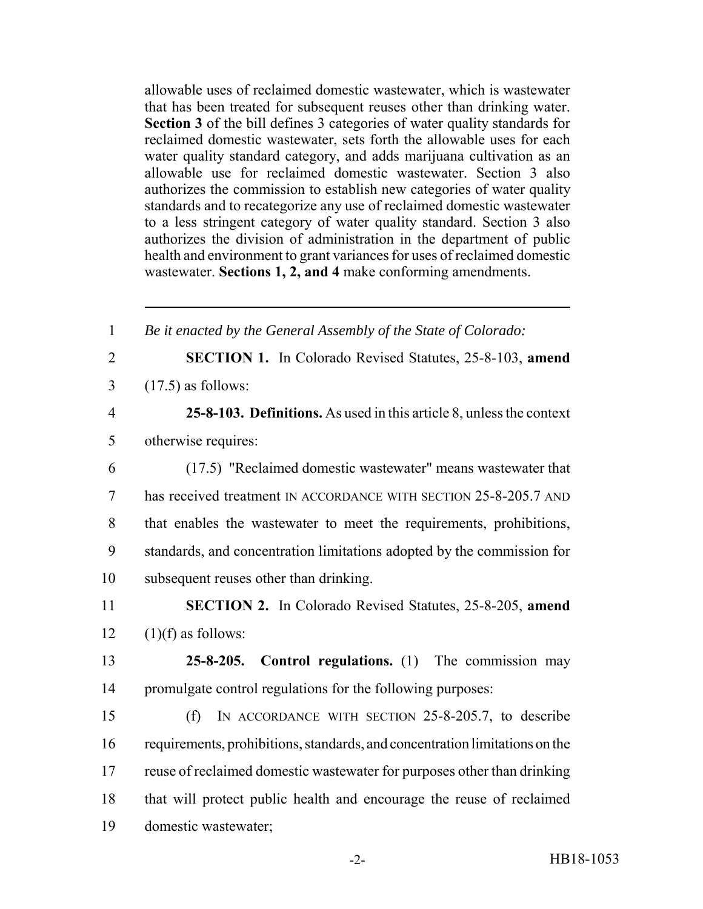allowable uses of reclaimed domestic wastewater, which is wastewater that has been treated for subsequent reuses other than drinking water. **Section 3** of the bill defines 3 categories of water quality standards for reclaimed domestic wastewater, sets forth the allowable uses for each water quality standard category, and adds marijuana cultivation as an allowable use for reclaimed domestic wastewater. Section 3 also authorizes the commission to establish new categories of water quality standards and to recategorize any use of reclaimed domestic wastewater to a less stringent category of water quality standard. Section 3 also authorizes the division of administration in the department of public health and environment to grant variances for uses of reclaimed domestic wastewater. **Sections 1, 2, and 4** make conforming amendments.

---

1 *Be it enacted by the General Assembly of the State of Colorado:*

2 **SECTION 1.** In Colorado Revised Statutes, 25-8-103, **amend**

3 (17.5) as follows:

4 **25-8-103. Definitions.** As used in this article 8, unless the context

5 otherwise requires:

6 (17.5) "Reclaimed domestic wastewater" means wastewater that

7 has received treatment IN ACCORDANCE WITH SECTION 25-8-205.7 AND

8 that enables the wastewater to meet the requirements, prohibitions,

9 standards, and concentration limitations adopted by the commission for

10 subsequent reuses other than drinking.

11 **SECTION 2.** In Colorado Revised Statutes, 25-8-205, **amend**

12 (1)(f) as follows:

13 **25-8-205. Control regulations.** (1) The commission may

14 promulgate control regulations for the following purposes:

15 (f) IN ACCORDANCE WITH SECTION 25-8-205.7, to describe

16 requirements, prohibitions, standards, and concentration limitations on the

17 reuse of reclaimed domestic wastewater for purposes other than drinking

18 that will protect public health and encourage the reuse of reclaimed

19 domestic wastewater;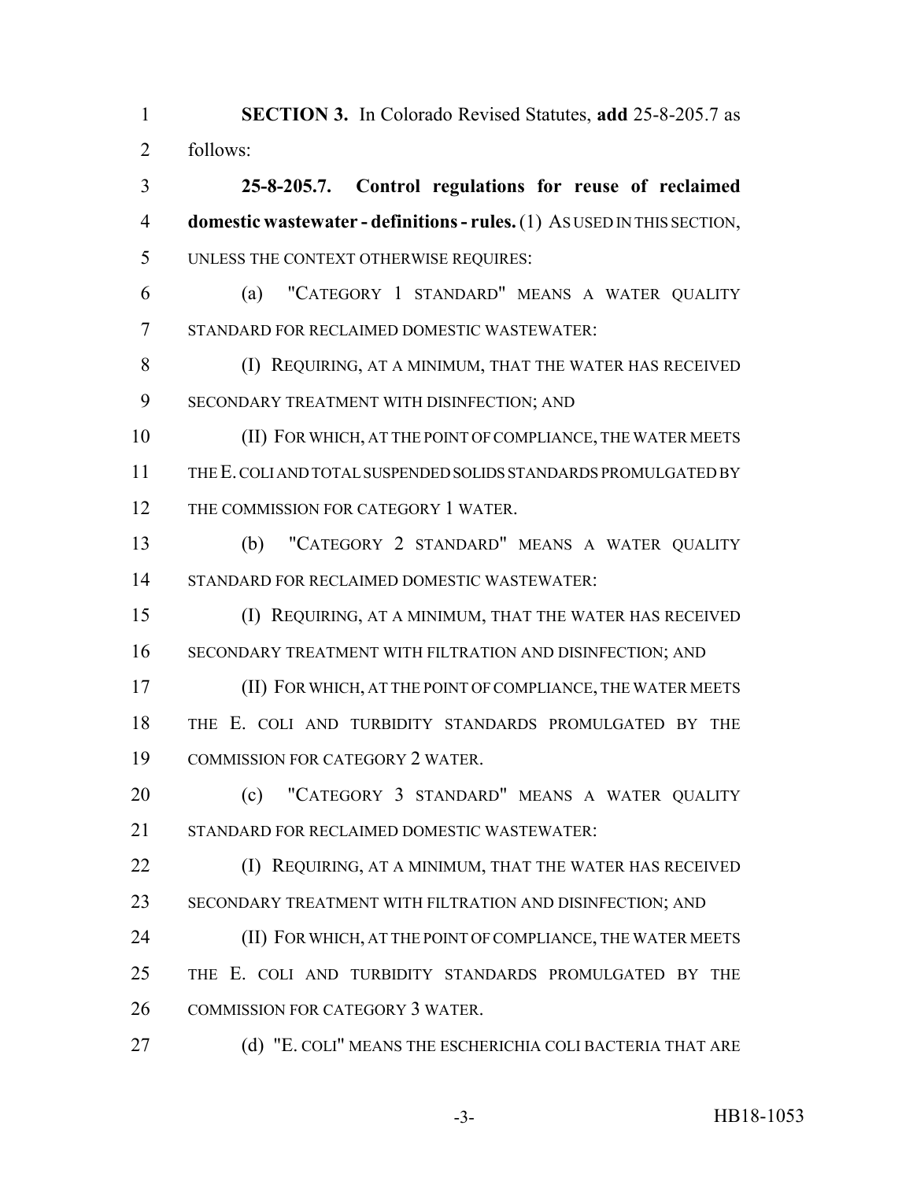**SECTION 3.** In Colorado Revised Statutes, **add** 25-8-205.7 as follows:

**25-8-205.7. Control regulations for reuse of reclaimed domestic wastewater - definitions - rules.** (1) AS USED IN THIS SECTION, UNLESS THE CONTEXT OTHERWISE REQUIRES:

(a) "CATEGORY 1 STANDARD" MEANS A WATER QUALITY STANDARD FOR RECLAIMED DOMESTIC WASTEWATER:

(I) REQUIRING, AT A MINIMUM, THAT THE WATER HAS RECEIVED SECONDARY TREATMENT WITH DISINFECTION; AND

(II) FOR WHICH, AT THE POINT OF COMPLIANCE, THE WATER MEETS THE E. COLI AND TOTAL SUSPENDED SOLIDS STANDARDS PROMULGATED BY THE COMMISSION FOR CATEGORY 1 WATER.

(b) "CATEGORY 2 STANDARD" MEANS A WATER QUALITY STANDARD FOR RECLAIMED DOMESTIC WASTEWATER:

(I) REQUIRING, AT A MINIMUM, THAT THE WATER HAS RECEIVED SECONDARY TREATMENT WITH FILTRATION AND DISINFECTION; AND

(II) FOR WHICH, AT THE POINT OF COMPLIANCE, THE WATER MEETS THE E. COLI AND TURBIDITY STANDARDS PROMULGATED BY THE COMMISSION FOR CATEGORY 2 WATER.

(c) "CATEGORY 3 STANDARD" MEANS A WATER QUALITY STANDARD FOR RECLAIMED DOMESTIC WASTEWATER:

(I) REQUIRING, AT A MINIMUM, THAT THE WATER HAS RECEIVED SECONDARY TREATMENT WITH FILTRATION AND DISINFECTION; AND

(II) FOR WHICH, AT THE POINT OF COMPLIANCE, THE WATER MEETS THE E. COLI AND TURBIDITY STANDARDS PROMULGATED BY THE COMMISSION FOR CATEGORY 3 WATER.

(d) "E. COLI" MEANS THE ESCHERICHIA COLI BACTERIA THAT ARE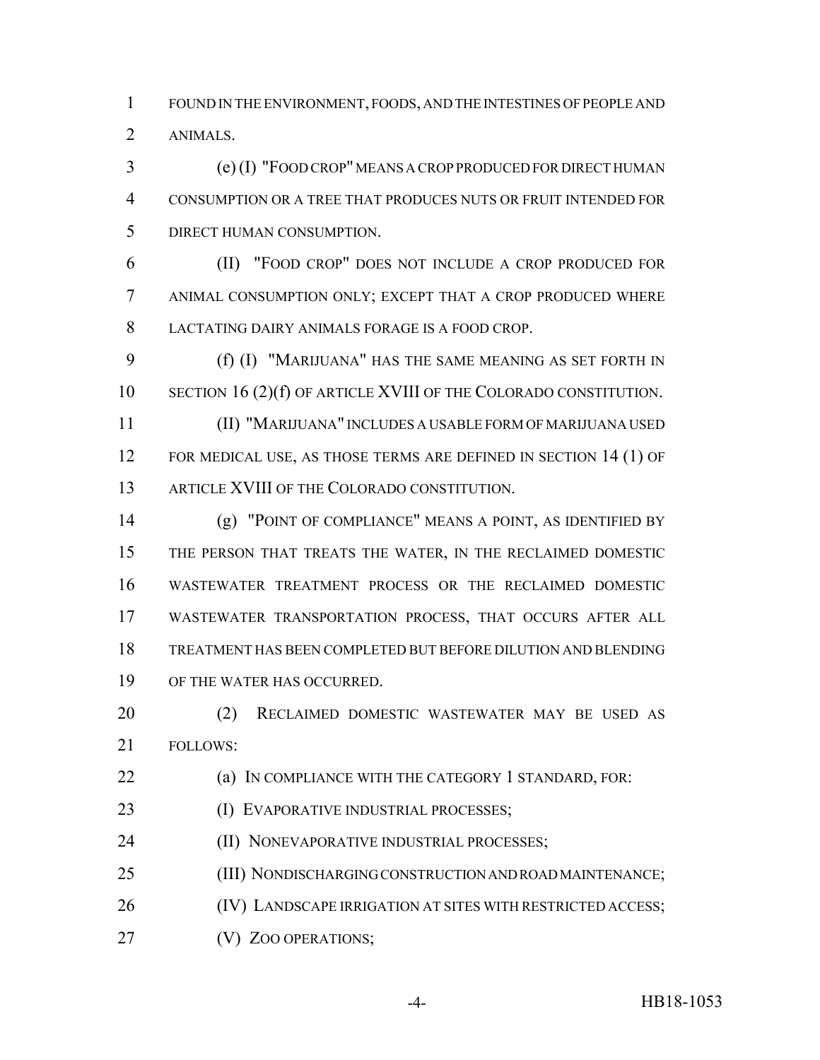FOUND IN THE ENVIRONMENT, FOODS, AND THE INTESTINES OF PEOPLE AND ANIMALS.

(e) (I) "FOOD CROP" MEANS A CROP PRODUCED FOR DIRECT HUMAN CONSUMPTION OR A TREE THAT PRODUCES NUTS OR FRUIT INTENDED FOR DIRECT HUMAN CONSUMPTION.

(II) "FOOD CROP" DOES NOT INCLUDE A CROP PRODUCED FOR ANIMAL CONSUMPTION ONLY; EXCEPT THAT A CROP PRODUCED WHERE LACTATING DAIRY ANIMALS FORAGE IS A FOOD CROP.

(f) (I) "MARIJUANA" HAS THE SAME MEANING AS SET FORTH IN SECTION 16 (2)(f) OF ARTICLE XVIII OF THE COLORADO CONSTITUTION.

(II) "MARIJUANA" INCLUDES A USABLE FORM OF MARIJUANA USED FOR MEDICAL USE, AS THOSE TERMS ARE DEFINED IN SECTION 14 (1) OF ARTICLE XVIII OF THE COLORADO CONSTITUTION.

(g) "POINT OF COMPLIANCE" MEANS A POINT, AS IDENTIFIED BY THE PERSON THAT TREATS THE WATER, IN THE RECLAIMED DOMESTIC WASTEWATER TREATMENT PROCESS OR THE RECLAIMED DOMESTIC WASTEWATER TRANSPORTATION PROCESS, THAT OCCURS AFTER ALL TREATMENT HAS BEEN COMPLETED BUT BEFORE DILUTION AND BLENDING OF THE WATER HAS OCCURRED.

(2) RECLAIMED DOMESTIC WASTEWATER MAY BE USED AS FOLLOWS:

(a) IN COMPLIANCE WITH THE CATEGORY 1 STANDARD, FOR:

(I) EVAPORATIVE INDUSTRIAL PROCESSES;

(II) NONEVAPORATIVE INDUSTRIAL PROCESSES;

(III) NONDISCHARGING CONSTRUCTION AND ROAD MAINTENANCE;

(IV) LANDSCAPE IRRIGATION AT SITES WITH RESTRICTED ACCESS;

(V) ZOO OPERATIONS;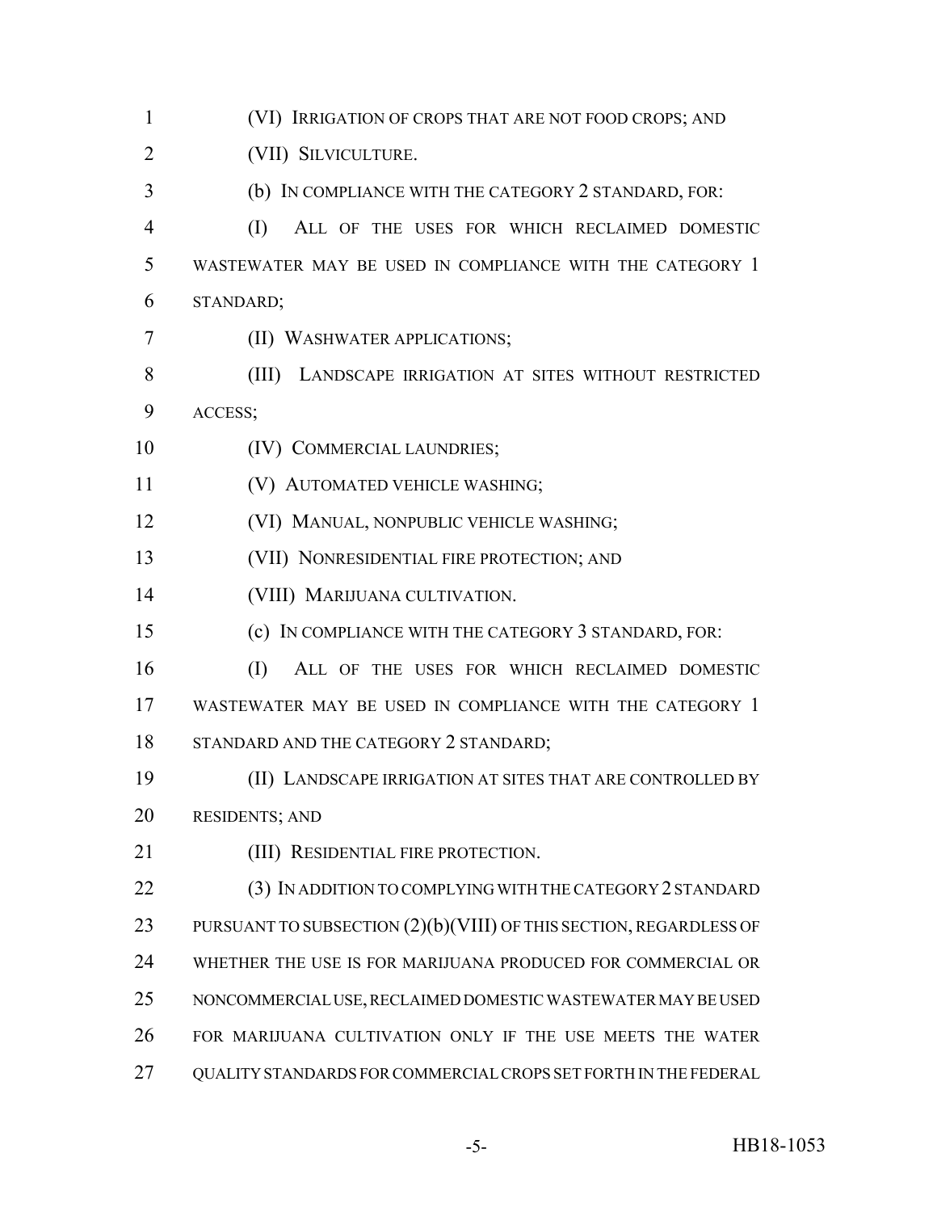(VI) IRRIGATION OF CROPS THAT ARE NOT FOOD CROPS; AND

(VII) SILVICULTURE.

(b) IN COMPLIANCE WITH THE CATEGORY 2 STANDARD, FOR:

(I) ALL OF THE USES FOR WHICH RECLAIMED DOMESTIC WASTEWATER MAY BE USED IN COMPLIANCE WITH THE CATEGORY 1 STANDARD;

(II) WASHWATER APPLICATIONS;

(III) LANDSCAPE IRRIGATION AT SITES WITHOUT RESTRICTED ACCESS;

(IV) COMMERCIAL LAUNDRIES;

(V) AUTOMATED VEHICLE WASHING;

(VI) MANUAL, NONPUBLIC VEHICLE WASHING;

(VII) NONRESIDENTIAL FIRE PROTECTION; AND

(VIII) MARIJUANA CULTIVATION.

(c) IN COMPLIANCE WITH THE CATEGORY 3 STANDARD, FOR:

(I) ALL OF THE USES FOR WHICH RECLAIMED DOMESTIC WASTEWATER MAY BE USED IN COMPLIANCE WITH THE CATEGORY 1 STANDARD AND THE CATEGORY 2 STANDARD;

(II) LANDSCAPE IRRIGATION AT SITES THAT ARE CONTROLLED BY RESIDENTS; AND

(III) RESIDENTIAL FIRE PROTECTION.

(3) IN ADDITION TO COMPLYING WITH THE CATEGORY 2 STANDARD PURSUANT TO SUBSECTION (2)(b)(VIII) OF THIS SECTION, REGARDLESS OF WHETHER THE USE IS FOR MARIJUANA PRODUCED FOR COMMERCIAL OR NONCOMMERCIAL USE, RECLAIMED DOMESTIC WASTEWATER MAY BE USED FOR MARIJUANA CULTIVATION ONLY IF THE USE MEETS THE WATER QUALITY STANDARDS FOR COMMERCIAL CROPS SET FORTH IN THE FEDERAL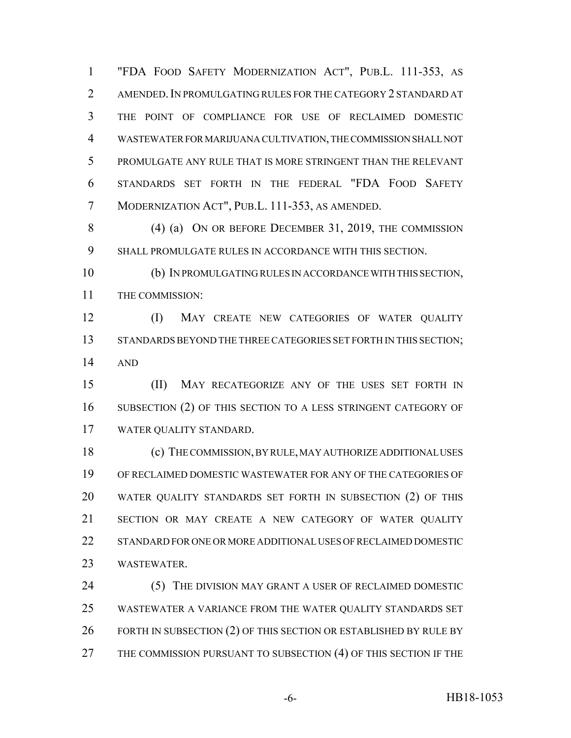"FDA FOOD SAFETY MODERNIZATION ACT", PUB.L. 111-353, AS AMENDED. IN PROMULGATING RULES FOR THE CATEGORY 2 STANDARD AT THE POINT OF COMPLIANCE FOR USE OF RECLAIMED DOMESTIC WASTEWATER FOR MARIJUANA CULTIVATION, THE COMMISSION SHALL NOT PROMULGATE ANY RULE THAT IS MORE STRINGENT THAN THE RELEVANT STANDARDS SET FORTH IN THE FEDERAL "FDA FOOD SAFETY MODERNIZATION ACT", PUB.L. 111-353, AS AMENDED.

(4) (a) ON OR BEFORE DECEMBER 31, 2019, THE COMMISSION SHALL PROMULGATE RULES IN ACCORDANCE WITH THIS SECTION.

(b) IN PROMULGATING RULES IN ACCORDANCE WITH THIS SECTION, THE COMMISSION:

(I) MAY CREATE NEW CATEGORIES OF WATER QUALITY STANDARDS BEYOND THE THREE CATEGORIES SET FORTH IN THIS SECTION; AND

(II) MAY RECATEGORIZE ANY OF THE USES SET FORTH IN SUBSECTION (2) OF THIS SECTION TO A LESS STRINGENT CATEGORY OF WATER QUALITY STANDARD.

(c) THE COMMISSION, BY RULE, MAY AUTHORIZE ADDITIONAL USES OF RECLAIMED DOMESTIC WASTEWATER FOR ANY OF THE CATEGORIES OF WATER QUALITY STANDARDS SET FORTH IN SUBSECTION (2) OF THIS SECTION OR MAY CREATE A NEW CATEGORY OF WATER QUALITY STANDARD FOR ONE OR MORE ADDITIONAL USES OF RECLAIMED DOMESTIC WASTEWATER.

(5) THE DIVISION MAY GRANT A USER OF RECLAIMED DOMESTIC WASTEWATER A VARIANCE FROM THE WATER QUALITY STANDARDS SET FORTH IN SUBSECTION (2) OF THIS SECTION OR ESTABLISHED BY RULE BY THE COMMISSION PURSUANT TO SUBSECTION (4) OF THIS SECTION IF THE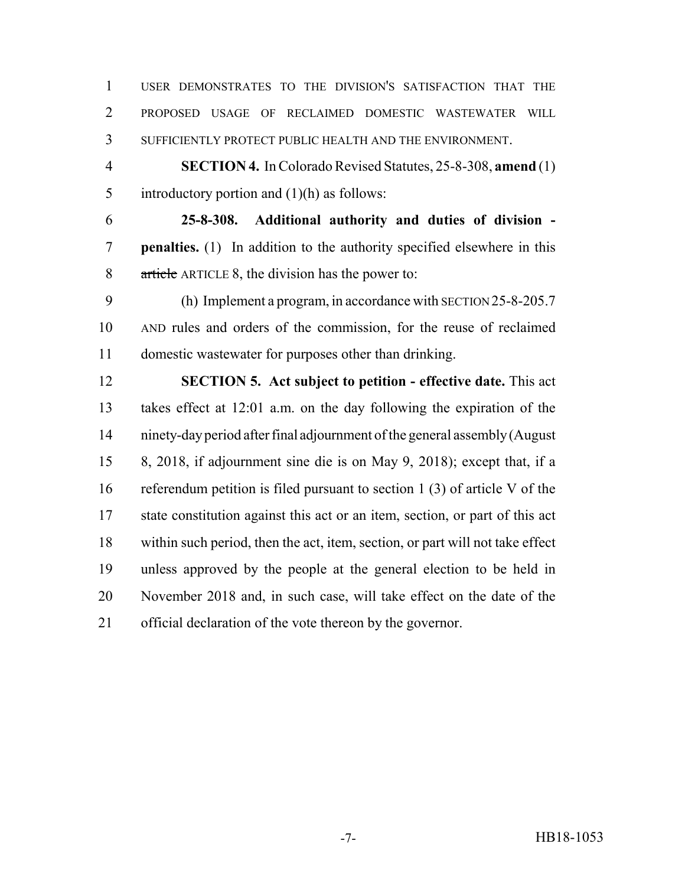USER DEMONSTRATES TO THE DIVISION'S SATISFACTION THAT THE PROPOSED USAGE OF RECLAIMED DOMESTIC WASTEWATER WILL SUFFICIENTLY PROTECT PUBLIC HEALTH AND THE ENVIRONMENT.

**SECTION 4.** In Colorado Revised Statutes, 25-8-308, **amend** (1) introductory portion and (1)(h) as follows:

**25-8-308. Additional authority and duties of division - penalties.** (1) In addition to the authority specified elsewhere in this ~~article~~ ARTICLE 8, the division has the power to:

(h) Implement a program, in accordance with SECTION 25-8-205.7 AND rules and orders of the commission, for the reuse of reclaimed domestic wastewater for purposes other than drinking.

**SECTION 5. Act subject to petition - effective date.** This act takes effect at 12:01 a.m. on the day following the expiration of the ninety-day period after final adjournment of the general assembly (August 8, 2018, if adjournment sine die is on May 9, 2018); except that, if a referendum petition is filed pursuant to section 1 (3) of article V of the state constitution against this act or an item, section, or part of this act within such period, then the act, item, section, or part will not take effect unless approved by the people at the general election to be held in November 2018 and, in such case, will take effect on the date of the official declaration of the vote thereon by the governor.